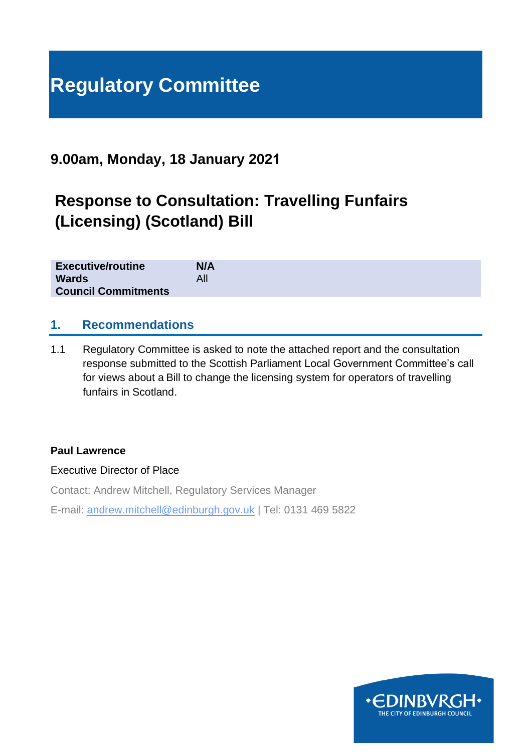# Regulatory Committee

## 9.00am, Monday, 18 January 2021

## Response to Consultation: Travelling Funfairs (Licensing) (Scotland) Bill

| | |
|---|---|
| **Executive/routine** | **N/A** |
| **Wards** | All |
| **Council Commitments** | |

## 1. Recommendations

1.1 Regulatory Committee is asked to note the attached report and the consultation response submitted to the Scottish Parliament Local Government Committee's call for views about a Bill to change the licensing system for operators of travelling funfairs in Scotland.

**Paul Lawrence**

Executive Director of Place

Contact: Andrew Mitchell, Regulatory Services Manager

E-mail: andrew.mitchell@edinburgh.gov.uk | Tel: 0131 469 5822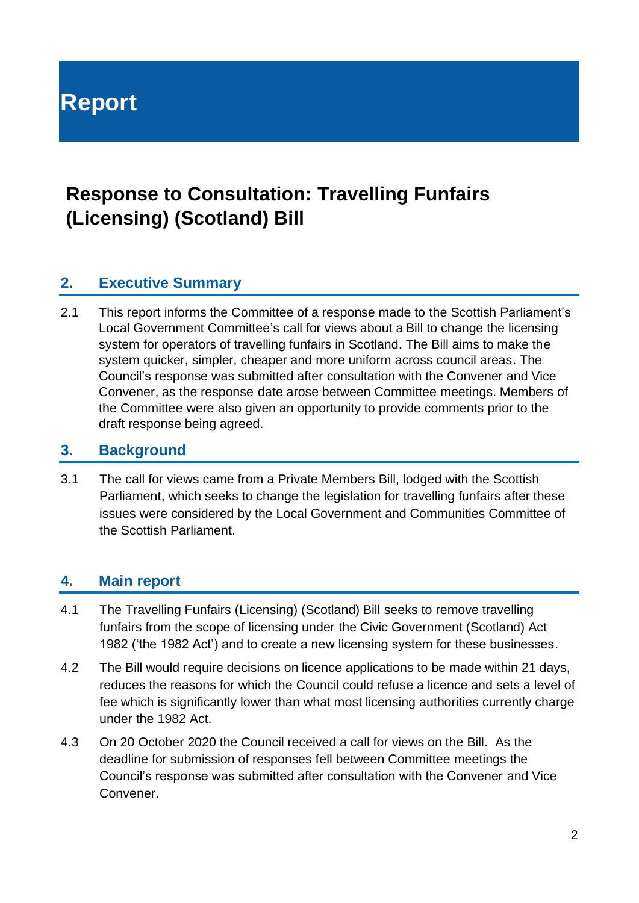# Report

## Response to Consultation: Travelling Funfairs (Licensing) (Scotland) Bill

### 2. Executive Summary

2.1 This report informs the Committee of a response made to the Scottish Parliament's Local Government Committee's call for views about a Bill to change the licensing system for operators of travelling funfairs in Scotland. The Bill aims to make the system quicker, simpler, cheaper and more uniform across council areas. The Council's response was submitted after consultation with the Convener and Vice Convener, as the response date arose between Committee meetings. Members of the Committee were also given an opportunity to provide comments prior to the draft response being agreed.

### 3. Background

3.1 The call for views came from a Private Members Bill, lodged with the Scottish Parliament, which seeks to change the legislation for travelling funfairs after these issues were considered by the Local Government and Communities Committee of the Scottish Parliament.

### 4. Main report

4.1 The Travelling Funfairs (Licensing) (Scotland) Bill seeks to remove travelling funfairs from the scope of licensing under the Civic Government (Scotland) Act 1982 ('the 1982 Act') and to create a new licensing system for these businesses.

4.2 The Bill would require decisions on licence applications to be made within 21 days, reduces the reasons for which the Council could refuse a licence and sets a level of fee which is significantly lower than what most licensing authorities currently charge under the 1982 Act.

4.3 On 20 October 2020 the Council received a call for views on the Bill. As the deadline for submission of responses fell between Committee meetings the Council's response was submitted after consultation with the Convener and Vice Convener.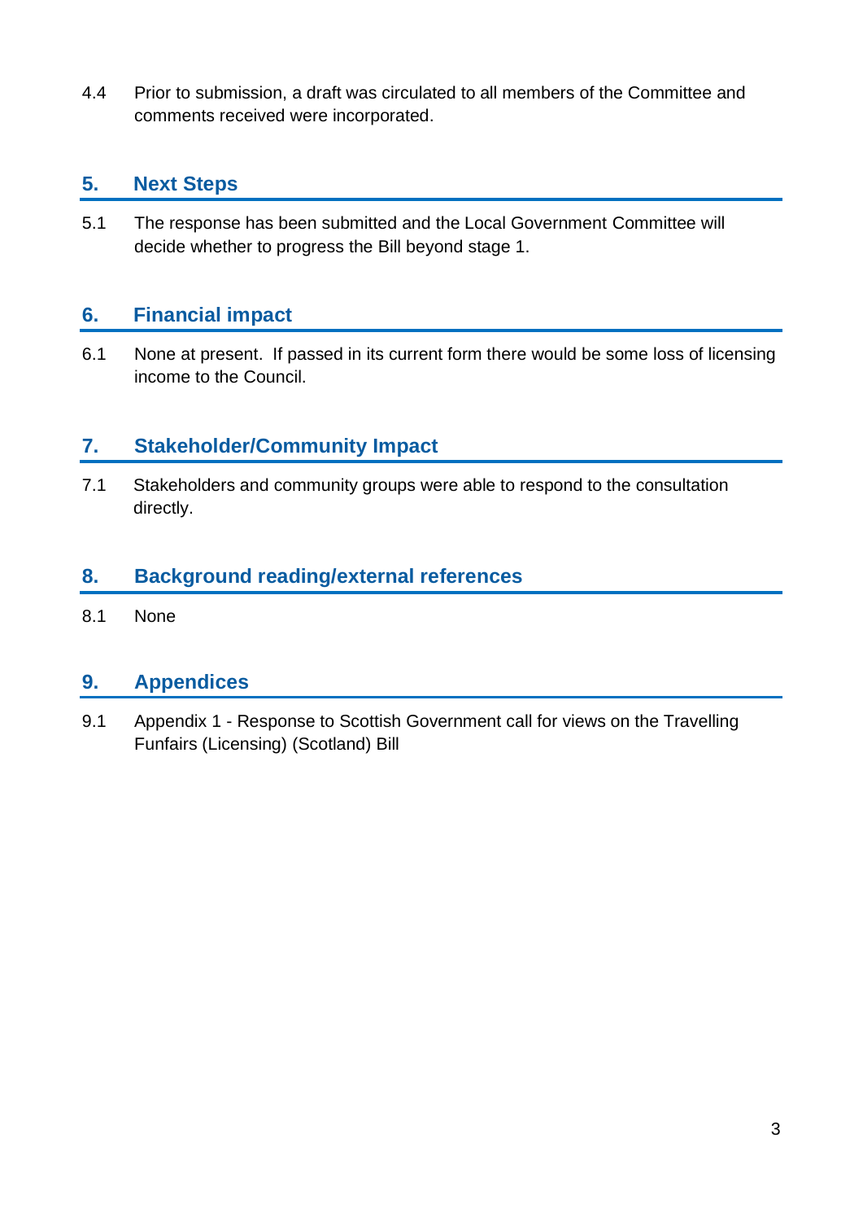4.4 Prior to submission, a draft was circulated to all members of the Committee and comments received were incorporated.

## 5. Next Steps

5.1 The response has been submitted and the Local Government Committee will decide whether to progress the Bill beyond stage 1.

## 6. Financial impact

6.1 None at present. If passed in its current form there would be some loss of licensing income to the Council.

## 7. Stakeholder/Community Impact

7.1 Stakeholders and community groups were able to respond to the consultation directly.

## 8. Background reading/external references

8.1 None

## 9. Appendices

9.1 Appendix 1 - Response to Scottish Government call for views on the Travelling Funfairs (Licensing) (Scotland) Bill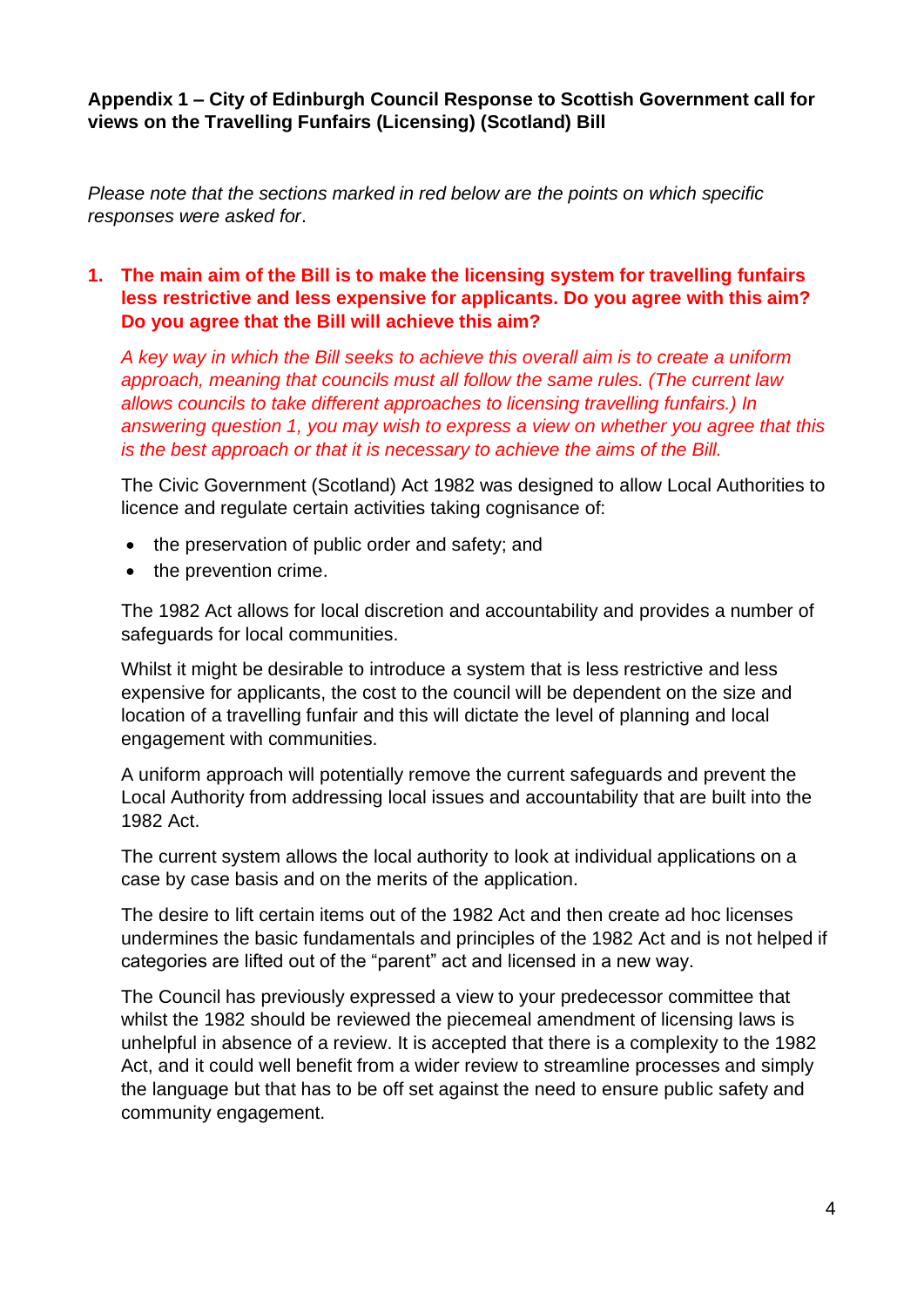**Appendix 1 – City of Edinburgh Council Response to Scottish Government call for views on the Travelling Funfairs (Licensing) (Scotland) Bill**

*Please note that the sections marked in red below are the points on which specific responses were asked for*.

1. **The main aim of the Bill is to make the licensing system for travelling funfairs less restrictive and less expensive for applicants. Do you agree with this aim? Do you agree that the Bill will achieve this aim?**

   *A key way in which the Bill seeks to achieve this overall aim is to create a uniform approach, meaning that councils must all follow the same rules. (The current law allows councils to take different approaches to licensing travelling funfairs.) In answering question 1, you may wish to express a view on whether you agree that this is the best approach or that it is necessary to achieve the aims of the Bill.*

   The Civic Government (Scotland) Act 1982 was designed to allow Local Authorities to licence and regulate certain activities taking cognisance of:

   - the preservation of public order and safety; and
   - the prevention crime.

   The 1982 Act allows for local discretion and accountability and provides a number of safeguards for local communities.

   Whilst it might be desirable to introduce a system that is less restrictive and less expensive for applicants, the cost to the council will be dependent on the size and location of a travelling funfair and this will dictate the level of planning and local engagement with communities.

   A uniform approach will potentially remove the current safeguards and prevent the Local Authority from addressing local issues and accountability that are built into the 1982 Act.

   The current system allows the local authority to look at individual applications on a case by case basis and on the merits of the application.

   The desire to lift certain items out of the 1982 Act and then create ad hoc licenses undermines the basic fundamentals and principles of the 1982 Act and is not helped if categories are lifted out of the "parent" act and licensed in a new way.

   The Council has previously expressed a view to your predecessor committee that whilst the 1982 should be reviewed the piecemeal amendment of licensing laws is unhelpful in absence of a review. It is accepted that there is a complexity to the 1982 Act, and it could well benefit from a wider review to streamline processes and simply the language but that has to be off set against the need to ensure public safety and community engagement.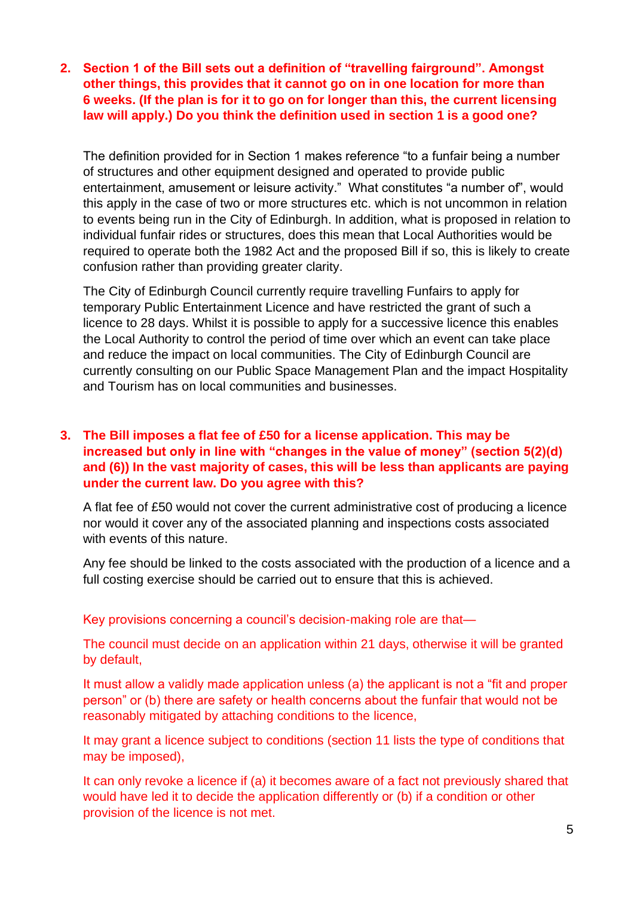**2. Section 1 of the Bill sets out a definition of "travelling fairground". Amongst other things, this provides that it cannot go on in one location for more than 6 weeks. (If the plan is for it to go on for longer than this, the current licensing law will apply.) Do you think the definition used in section 1 is a good one?**

The definition provided for in Section 1 makes reference "to a funfair being a number of structures and other equipment designed and operated to provide public entertainment, amusement or leisure activity." What constitutes "a number of", would this apply in the case of two or more structures etc. which is not uncommon in relation to events being run in the City of Edinburgh. In addition, what is proposed in relation to individual funfair rides or structures, does this mean that Local Authorities would be required to operate both the 1982 Act and the proposed Bill if so, this is likely to create confusion rather than providing greater clarity.

The City of Edinburgh Council currently require travelling Funfairs to apply for temporary Public Entertainment Licence and have restricted the grant of such a licence to 28 days. Whilst it is possible to apply for a successive licence this enables the Local Authority to control the period of time over which an event can take place and reduce the impact on local communities. The City of Edinburgh Council are currently consulting on our Public Space Management Plan and the impact Hospitality and Tourism has on local communities and businesses.

**3. The Bill imposes a flat fee of £50 for a license application. This may be increased but only in line with "changes in the value of money" (section 5(2)(d) and (6)) In the vast majority of cases, this will be less than applicants are paying under the current law. Do you agree with this?**

A flat fee of £50 would not cover the current administrative cost of producing a licence nor would it cover any of the associated planning and inspections costs associated with events of this nature.

Any fee should be linked to the costs associated with the production of a licence and a full costing exercise should be carried out to ensure that this is achieved.

Key provisions concerning a council's decision-making role are that—

The council must decide on an application within 21 days, otherwise it will be granted by default,

It must allow a validly made application unless (a) the applicant is not a "fit and proper person" or (b) there are safety or health concerns about the funfair that would not be reasonably mitigated by attaching conditions to the licence,

It may grant a licence subject to conditions (section 11 lists the type of conditions that may be imposed),

It can only revoke a licence if (a) it becomes aware of a fact not previously shared that would have led it to decide the application differently or (b) if a condition or other provision of the licence is not met.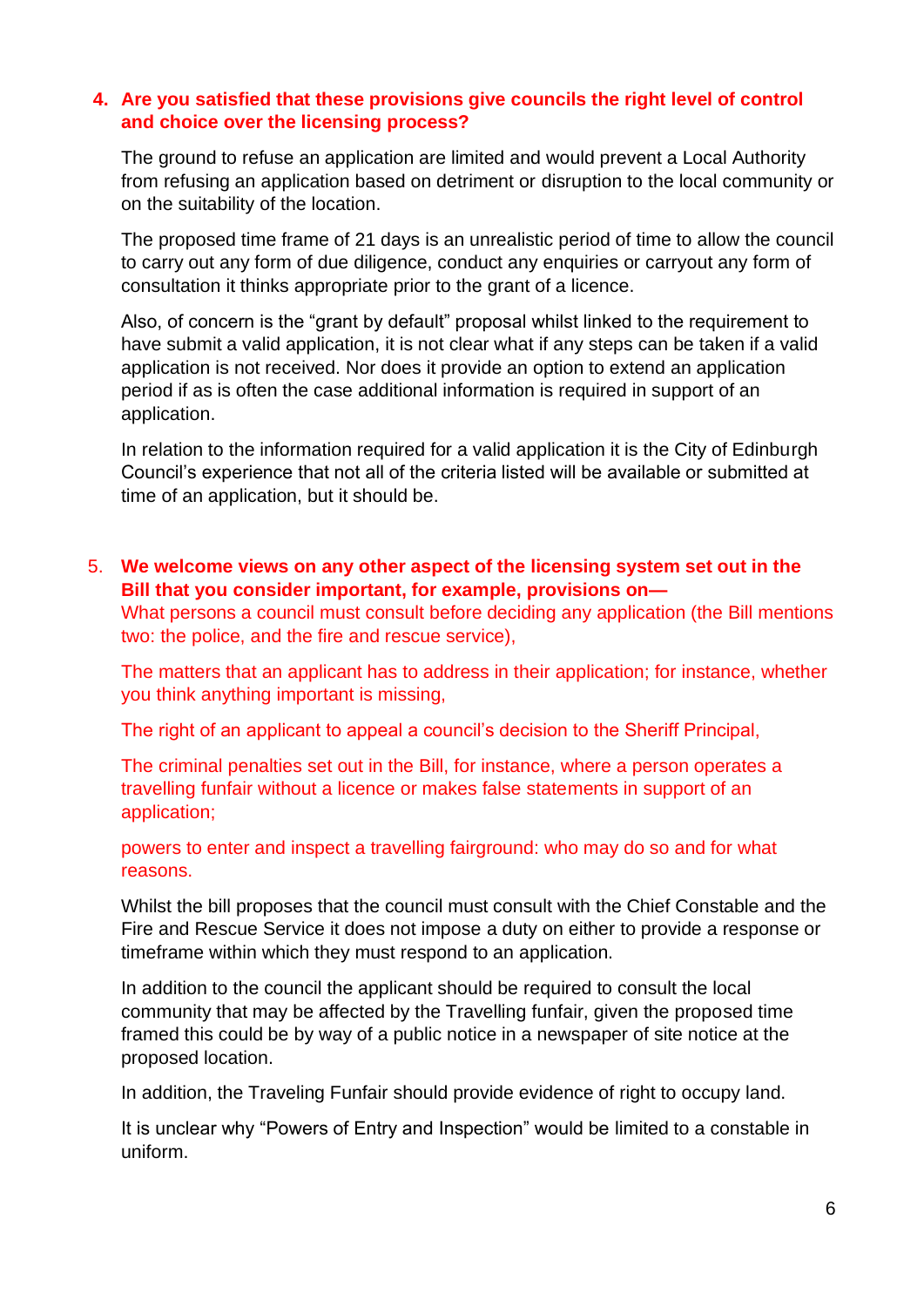4. **Are you satisfied that these provisions give councils the right level of control and choice over the licensing process?**

   The ground to refuse an application are limited and would prevent a Local Authority from refusing an application based on detriment or disruption to the local community or on the suitability of the location.

   The proposed time frame of 21 days is an unrealistic period of time to allow the council to carry out any form of due diligence, conduct any enquiries or carryout any form of consultation it thinks appropriate prior to the grant of a licence.

   Also, of concern is the "grant by default" proposal whilst linked to the requirement to have submit a valid application, it is not clear what if any steps can be taken if a valid application is not received. Nor does it provide an option to extend an application period if as is often the case additional information is required in support of an application.

   In relation to the information required for a valid application it is the City of Edinburgh Council's experience that not all of the criteria listed will be available or submitted at time of an application, but it should be.

5. **We welcome views on any other aspect of the licensing system set out in the Bill that you consider important, for example, provisions on—**

   What persons a council must consult before deciding any application (the Bill mentions two: the police, and the fire and rescue service),

   The matters that an applicant has to address in their application; for instance, whether you think anything important is missing,

   The right of an applicant to appeal a council's decision to the Sheriff Principal,

   The criminal penalties set out in the Bill, for instance, where a person operates a travelling funfair without a licence or makes false statements in support of an application;

   powers to enter and inspect a travelling fairground: who may do so and for what reasons.

   Whilst the bill proposes that the council must consult with the Chief Constable and the Fire and Rescue Service it does not impose a duty on either to provide a response or timeframe within which they must respond to an application.

   In addition to the council the applicant should be required to consult the local community that may be affected by the Travelling funfair, given the proposed time framed this could be by way of a public notice in a newspaper of site notice at the proposed location.

   In addition, the Traveling Funfair should provide evidence of right to occupy land.

   It is unclear why "Powers of Entry and Inspection" would be limited to a constable in uniform.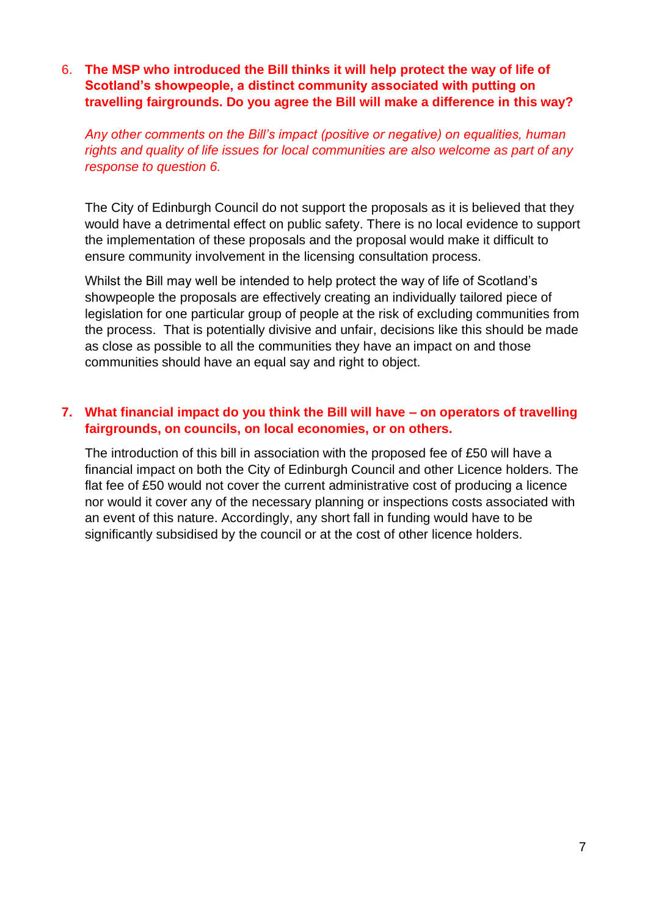6. **The MSP who introduced the Bill thinks it will help protect the way of life of Scotland's showpeople, a distinct community associated with putting on travelling fairgrounds. Do you agree the Bill will make a difference in this way?**

   *Any other comments on the Bill's impact (positive or negative) on equalities, human rights and quality of life issues for local communities are also welcome as part of any response to question 6.*

   The City of Edinburgh Council do not support the proposals as it is believed that they would have a detrimental effect on public safety. There is no local evidence to support the implementation of these proposals and the proposal would make it difficult to ensure community involvement in the licensing consultation process.

   Whilst the Bill may well be intended to help protect the way of life of Scotland's showpeople the proposals are effectively creating an individually tailored piece of legislation for one particular group of people at the risk of excluding communities from the process. That is potentially divisive and unfair, decisions like this should be made as close as possible to all the communities they have an impact on and those communities should have an equal say and right to object.

7. **What financial impact do you think the Bill will have – on operators of travelling fairgrounds, on councils, on local economies, or on others.**

   The introduction of this bill in association with the proposed fee of £50 will have a financial impact on both the City of Edinburgh Council and other Licence holders. The flat fee of £50 would not cover the current administrative cost of producing a licence nor would it cover any of the necessary planning or inspections costs associated with an event of this nature. Accordingly, any short fall in funding would have to be significantly subsidised by the council or at the cost of other licence holders.